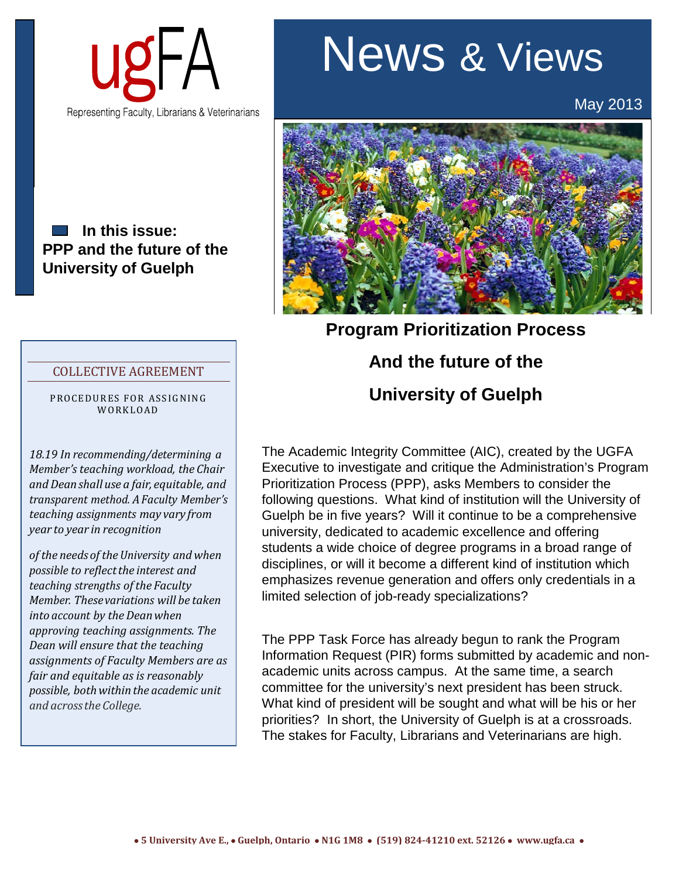ugFA

Representing Faculty, Librarians & Veterinarians

# News & Views

May 2013

**In this issue:**
**PPP and the future of the University of Guelph**

## Program Prioritization Process And the future of the University of Guelph

The Academic Integrity Committee (AIC), created by the UGFA Executive to investigate and critique the Administration's Program Prioritization Process (PPP), asks Members to consider the following questions. What kind of institution will the University of Guelph be in five years? Will it continue to be a comprehensive university, dedicated to academic excellence and offering students a wide choice of degree programs in a broad range of disciplines, or will it become a different kind of institution which emphasizes revenue generation and offers only credentials in a limited selection of job-ready specializations?

The PPP Task Force has already begun to rank the Program Information Request (PIR) forms submitted by academic and non-academic units across campus. At the same time, a search committee for the university's next president has been struck. What kind of president will be sought and what will be his or her priorities? In short, the University of Guelph is at a crossroads. The stakes for Faculty, Librarians and Veterinarians are high.

---

**COLLECTIVE AGREEMENT**

PROCEDURES FOR ASSIGNING WORKLOAD

*18.19 In recommending/determining a Member's teaching workload, the Chair and Dean shall use a fair, equitable, and transparent method. A Faculty Member's teaching assignments may vary from year to year in recognition of the needs of the University and when possible to reflect the interest and teaching strengths of the Faculty Member. These variations will be taken into account by the Dean when approving teaching assignments. The Dean will ensure that the teaching assignments of Faculty Members are as fair and equitable as is reasonably possible, both within the academic unit and across the College.*

---

**• 5 University Ave E., • Guelph, Ontario • N1G 1M8 • (519) 824-41210 ext. 52126 • www.ugfa.ca •**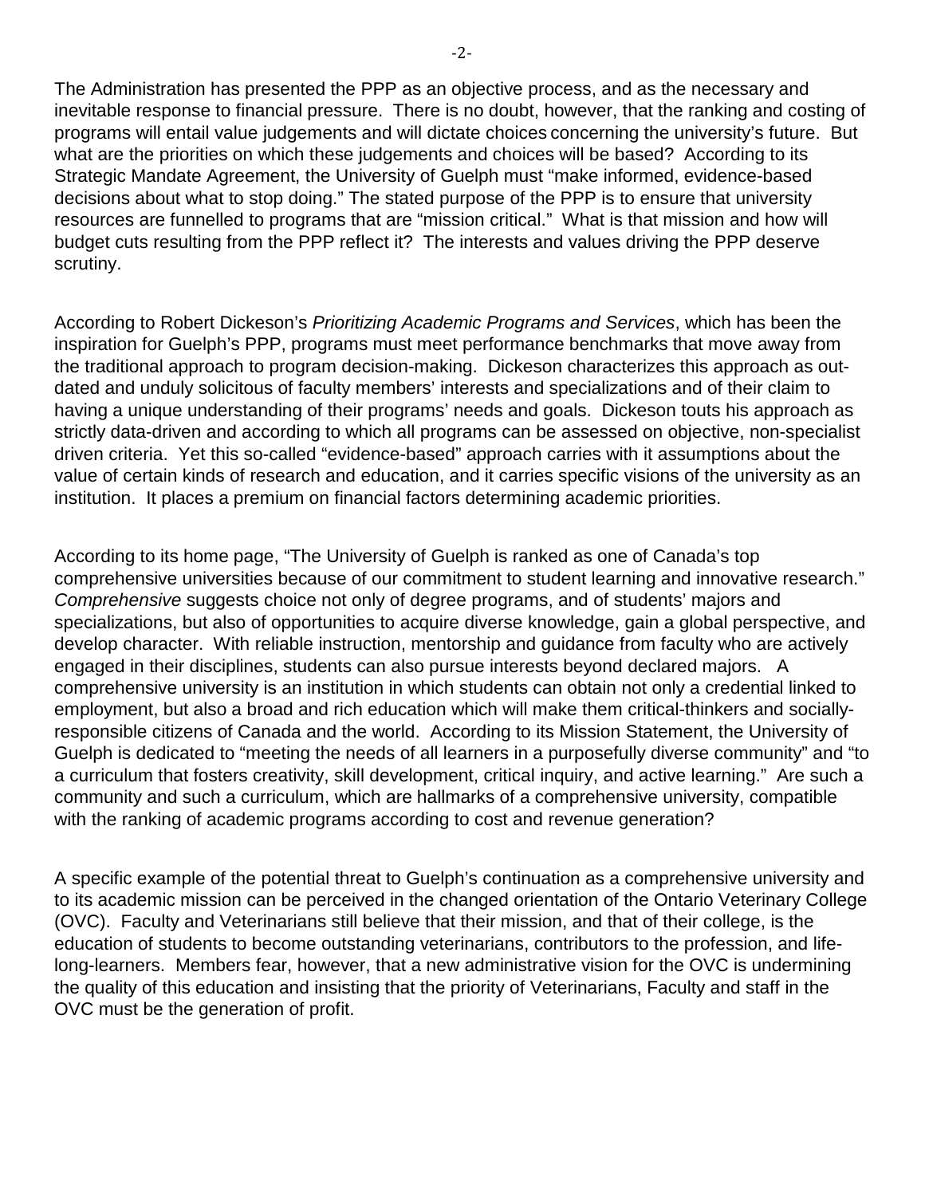The Administration has presented the PPP as an objective process, and as the necessary and inevitable response to financial pressure. There is no doubt, however, that the ranking and costing of programs will entail value judgements and will dictate choices concerning the university's future. But what are the priorities on which these judgements and choices will be based? According to its Strategic Mandate Agreement, the University of Guelph must "make informed, evidence-based decisions about what to stop doing." The stated purpose of the PPP is to ensure that university resources are funnelled to programs that are "mission critical." What is that mission and how will budget cuts resulting from the PPP reflect it? The interests and values driving the PPP deserve scrutiny.

According to Robert Dickeson's *Prioritizing Academic Programs and Services*, which has been the inspiration for Guelph's PPP, programs must meet performance benchmarks that move away from the traditional approach to program decision-making. Dickeson characterizes this approach as out-dated and unduly solicitous of faculty members' interests and specializations and of their claim to having a unique understanding of their programs' needs and goals. Dickeson touts his approach as strictly data-driven and according to which all programs can be assessed on objective, non-specialist driven criteria. Yet this so-called "evidence-based" approach carries with it assumptions about the value of certain kinds of research and education, and it carries specific visions of the university as an institution. It places a premium on financial factors determining academic priorities.

According to its home page, "The University of Guelph is ranked as one of Canada's top comprehensive universities because of our commitment to student learning and innovative research." *Comprehensive* suggests choice not only of degree programs, and of students' majors and specializations, but also of opportunities to acquire diverse knowledge, gain a global perspective, and develop character. With reliable instruction, mentorship and guidance from faculty who are actively engaged in their disciplines, students can also pursue interests beyond declared majors. A comprehensive university is an institution in which students can obtain not only a credential linked to employment, but also a broad and rich education which will make them critical-thinkers and socially-responsible citizens of Canada and the world. According to its Mission Statement, the University of Guelph is dedicated to "meeting the needs of all learners in a purposefully diverse community" and "to a curriculum that fosters creativity, skill development, critical inquiry, and active learning." Are such a community and such a curriculum, which are hallmarks of a comprehensive university, compatible with the ranking of academic programs according to cost and revenue generation?

A specific example of the potential threat to Guelph's continuation as a comprehensive university and to its academic mission can be perceived in the changed orientation of the Ontario Veterinary College (OVC). Faculty and Veterinarians still believe that their mission, and that of their college, is the education of students to become outstanding veterinarians, contributors to the profession, and life-long-learners. Members fear, however, that a new administrative vision for the OVC is undermining the quality of this education and insisting that the priority of Veterinarians, Faculty and staff in the OVC must be the generation of profit.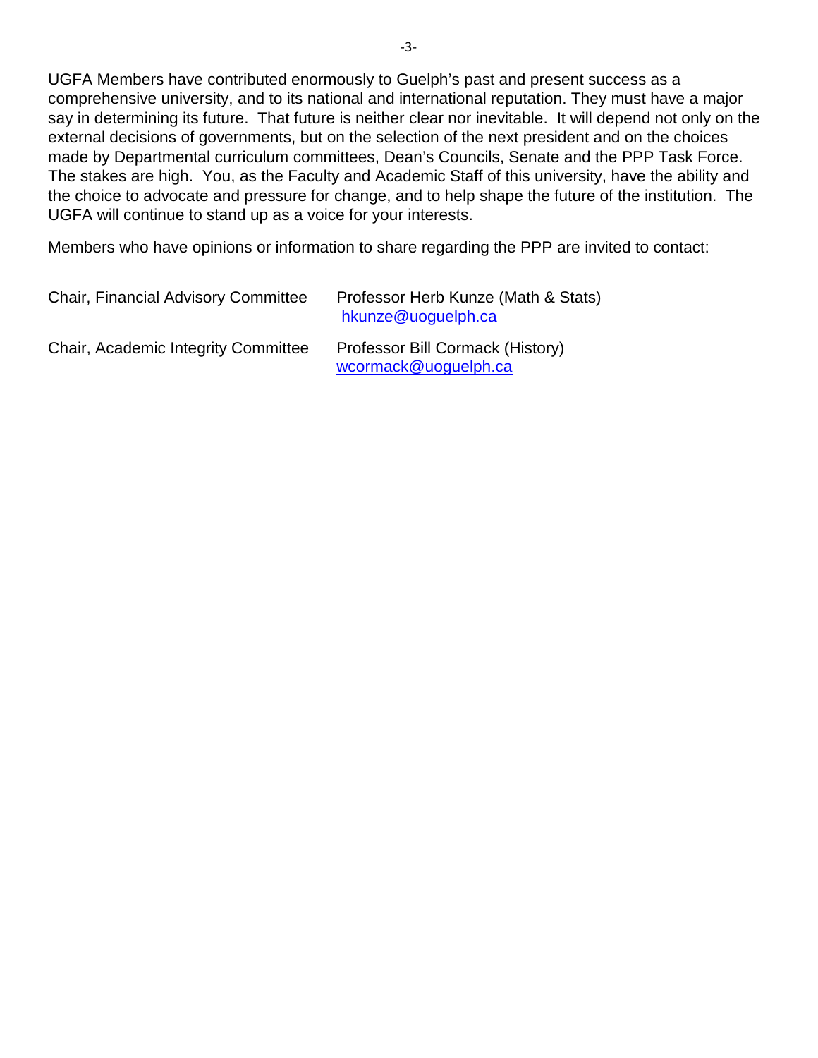UGFA Members have contributed enormously to Guelph's past and present success as a comprehensive university, and to its national and international reputation. They must have a major say in determining its future. That future is neither clear nor inevitable. It will depend not only on the external decisions of governments, but on the selection of the next president and on the choices made by Departmental curriculum committees, Dean's Councils, Senate and the PPP Task Force. The stakes are high. You, as the Faculty and Academic Staff of this university, have the ability and the choice to advocate and pressure for change, and to help shape the future of the institution. The UGFA will continue to stand up as a voice for your interests.

Members who have opinions or information to share regarding the PPP are invited to contact:

| | |
|---|---|
| Chair, Financial Advisory Committee | Professor Herb Kunze (Math & Stats)<br>hkunze@uoguelph.ca |
| Chair, Academic Integrity Committee | Professor Bill Cormack (History)<br>wcormack@uoguelph.ca |